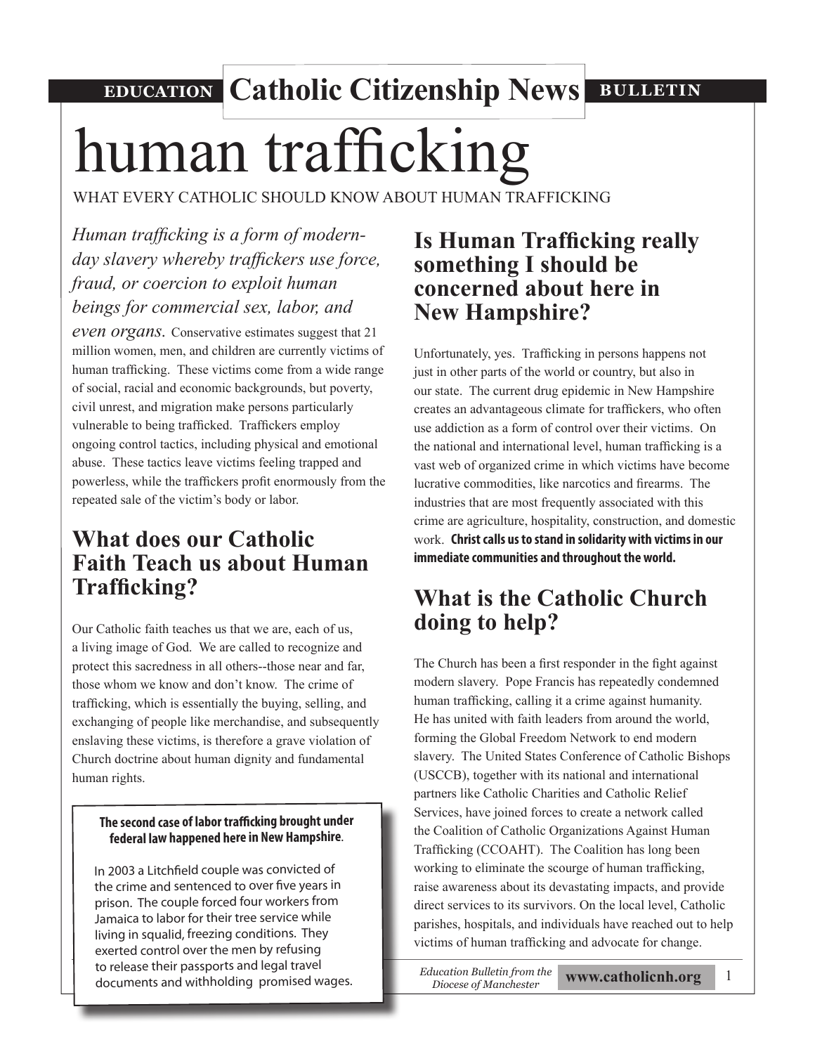EDUCATION **Catholic Citizenship News** BULLETIN

# human trafficking

WHAT EVERY CATHOLIC SHOULD KNOW ABOUT HUMAN TRAFFICKING

*Human trafficking is a form of modern-day slavery whereby traffickers use force, fraud, or coercion to exploit human beings for commercial sex, labor, and even organs.* Conservative estimates suggest that 21 million women, men, and children are currently victims of human trafficking. These victims come from a wide range of social, racial and economic backgrounds, but poverty, civil unrest, and migration make persons particularly vulnerable to being trafficked. Traffickers employ ongoing control tactics, including physical and emotional abuse. These tactics leave victims feeling trapped and powerless, while the traffickers profit enormously from the repeated sale of the victim's body or labor.

## What does our Catholic Faith Teach us about Human Trafficking?

Our Catholic faith teaches us that we are, each of us, a living image of God. We are called to recognize and protect this sacredness in all others--those near and far, those whom we know and don't know. The crime of trafficking, which is essentially the buying, selling, and exchanging of people like merchandise, and subsequently enslaving these victims, is therefore a grave violation of Church doctrine about human dignity and fundamental human rights.

**The second case of labor trafficking brought under federal law happened here in New Hampshire.**

In 2003 a Litchfield couple was convicted of the crime and sentenced to over five years in prison. The couple forced four workers from Jamaica to labor for their tree service while living in squalid, freezing conditions. They exerted control over the men by refusing to release their passports and legal travel documents and withholding promised wages.

## Is Human Trafficking really something I should be concerned about here in New Hampshire?

Unfortunately, yes. Trafficking in persons happens not just in other parts of the world or country, but also in our state. The current drug epidemic in New Hampshire creates an advantageous climate for traffickers, who often use addiction as a form of control over their victims. On the national and international level, human trafficking is a vast web of organized crime in which victims have become lucrative commodities, like narcotics and firearms. The industries that are most frequently associated with this crime are agriculture, hospitality, construction, and domestic work. **Christ calls us to stand in solidarity with victims in our immediate communities and throughout the world.**

## What is the Catholic Church doing to help?

The Church has been a first responder in the fight against modern slavery. Pope Francis has repeatedly condemned human trafficking, calling it a crime against humanity. He has united with faith leaders from around the world, forming the Global Freedom Network to end modern slavery. The United States Conference of Catholic Bishops (USCCB), together with its national and international partners like Catholic Charities and Catholic Relief Services, have joined forces to create a network called the Coalition of Catholic Organizations Against Human Trafficking (CCOAHT). The Coalition has long been working to eliminate the scourge of human trafficking, raise awareness about its devastating impacts, and provide direct services to its survivors. On the local level, Catholic parishes, hospitals, and individuals have reached out to help victims of human trafficking and advocate for change.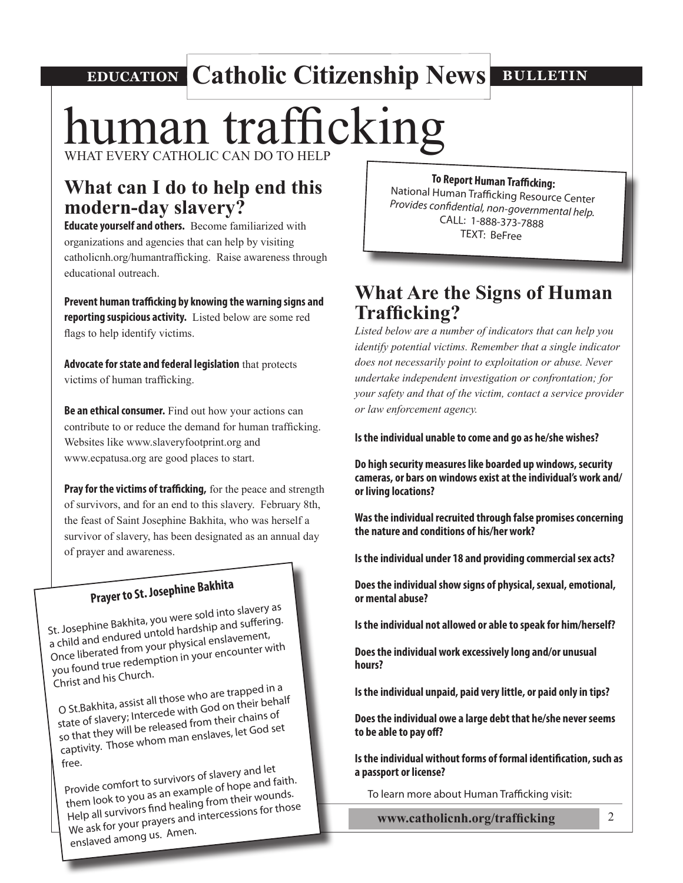**EDUCATION** **Catholic Citizenship News** **BULLETIN**

# human trafficking

WHAT EVERY CATHOLIC CAN DO TO HELP

## What can I do to help end this modern-day slavery?

**Educate yourself and others.** Become familiarized with organizations and agencies that can help by visiting catholicnh.org/humantrafficking. Raise awareness through educational outreach.

**Prevent human trafficking by knowing the warning signs and reporting suspicious activity.** Listed below are some red flags to help identify victims.

**Advocate for state and federal legislation** that protects victims of human trafficking.

**Be an ethical consumer.** Find out how your actions can contribute to or reduce the demand for human trafficking. Websites like www.slaveryfootprint.org and www.ecpatusa.org are good places to start.

**Pray for the victims of trafficking,** for the peace and strength of survivors, and for an end to this slavery. February 8th, the feast of Saint Josephine Bakhita, who was herself a survivor of slavery, has been designated as an annual day of prayer and awareness.

### Prayer to St. Josephine Bakhita

St. Josephine Bakhita, you were sold into slavery as a child and endured untold hardship and suffering. Once liberated from your physical enslavement, you found true redemption in your encounter with Christ and his Church.

O St.Bakhita, assist all those who are trapped in a state of slavery; Intercede with God on their behalf so that they will be released from their chains of captivity. Those whom man enslaves, let God set free.

Provide comfort to survivors of slavery and let them look to you as an example of hope and faith. Help all survivors find healing from their wounds. We ask for your prayers and intercessions for those enslaved among us. Amen.

**To Report Human Trafficking:**
National Human Trafficking Resource Center
*Provides confidential, non-governmental help.*
CALL: 1-888-373-7888
TEXT: BeFree

## What Are the Signs of Human Trafficking?

*Listed below are a number of indicators that can help you identify potential victims. Remember that a single indicator does not necessarily point to exploitation or abuse. Never undertake independent investigation or confrontation; for your safety and that of the victim, contact a service provider or law enforcement agency.*

**Is the individual unable to come and go as he/she wishes?**

**Do high security measures like boarded up windows, security cameras, or bars on windows exist at the individual's work and/or living locations?**

**Was the individual recruited through false promises concerning the nature and conditions of his/her work?**

**Is the individual under 18 and providing commercial sex acts?**

**Does the individual show signs of physical, sexual, emotional, or mental abuse?**

**Is the individual not allowed or able to speak for him/herself?**

**Does the individual work excessively long and/or unusual hours?**

**Is the individual unpaid, paid very little, or paid only in tips?**

**Does the individual owe a large debt that he/she never seems to be able to pay off?**

**Is the individual without forms of formal identification, such as a passport or license?**

To learn more about Human Trafficking visit:

**www.catholicnh.org/trafficking**